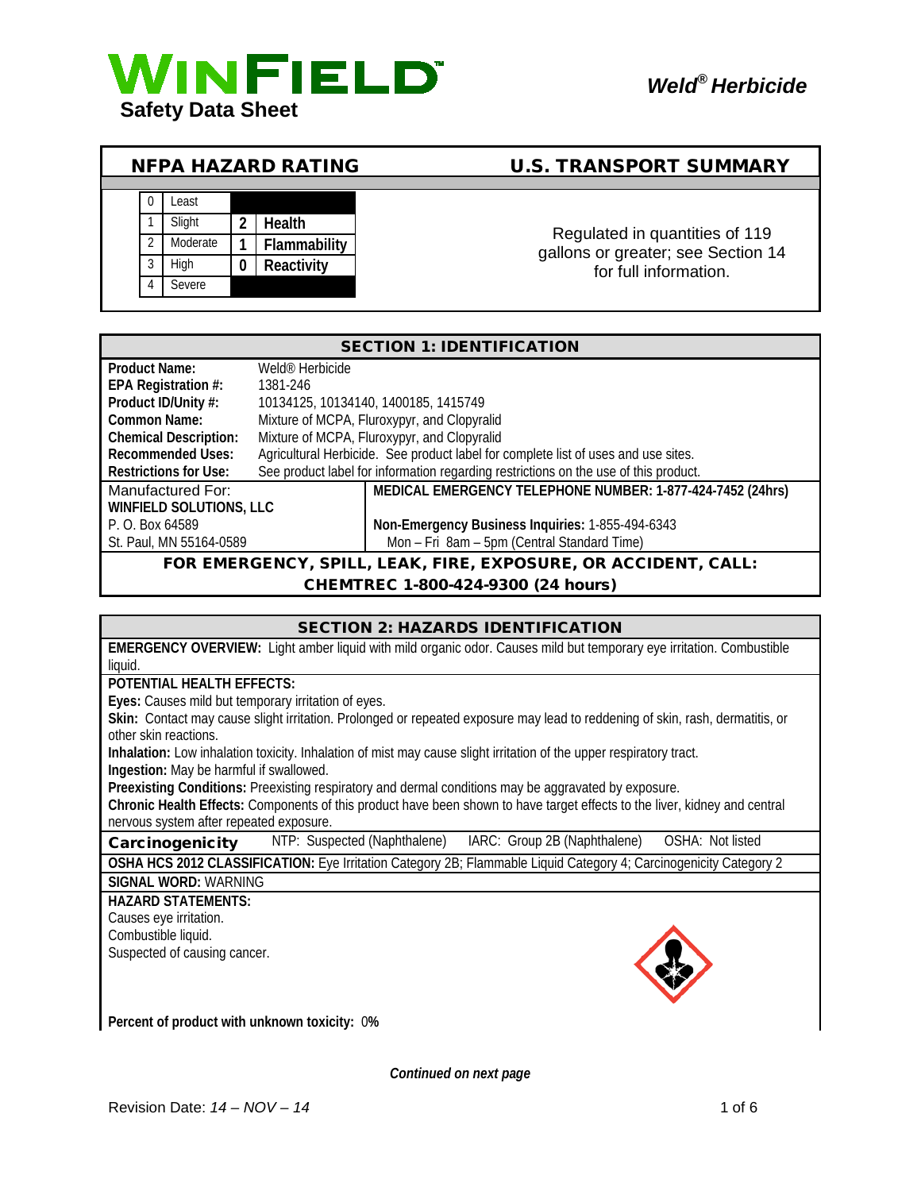# WINFIELD

**Safety Data Sheet**

***Weld® Herbicide***

## NFPA HAZARD RATING

| | | | |
|---|---|---|---|
| 0 | Least | | |
| 1 | Slight | 2 | **Health** |
| 2 | Moderate | 1 | **Flammability** |
| 3 | High | 0 | **Reactivity** |
| 4 | Severe | | |

## U.S. TRANSPORT SUMMARY

Regulated in quantities of 119 gallons or greater; see Section 14 for full information.

## SECTION 1: IDENTIFICATION

| | |
|---|---|
| **Product Name:** | Weld® Herbicide |
| **EPA Registration #:** | 1381-246 |
| **Product ID/Unity #:** | 10134125, 10134140, 1400185, 1415749 |
| **Common Name:** | Mixture of MCPA, Fluroxypyr, and Clopyralid |
| **Chemical Description:** | Mixture of MCPA, Fluroxypyr, and Clopyralid |
| **Recommended Uses:** | Agricultural Herbicide. See product label for complete list of uses and use sites. |
| **Restrictions for Use:** | See product label for information regarding restrictions on the use of this product. |

| | |
|---|---|
| Manufactured For: | **MEDICAL EMERGENCY TELEPHONE NUMBER: 1-877-424-7452 (24hrs)** |
| **WINFIELD SOLUTIONS, LLC** | |
| P. O. Box 64589 | **Non-Emergency Business Inquiries:** 1-855-494-6343 |
| St. Paul, MN 55164-0589 | Mon – Fri 8am – 5pm (Central Standard Time) |

**FOR EMERGENCY, SPILL, LEAK, FIRE, EXPOSURE, OR ACCIDENT, CALL: CHEMTREC 1-800-424-9300 (24 hours)**

## SECTION 2: HAZARDS IDENTIFICATION

**EMERGENCY OVERVIEW:** Light amber liquid with mild organic odor. Causes mild but temporary eye irritation. Combustible liquid.

**POTENTIAL HEALTH EFFECTS:**

**Eyes:** Causes mild but temporary irritation of eyes.

**Skin:** Contact may cause slight irritation. Prolonged or repeated exposure may lead to reddening of skin, rash, dermatitis, or other skin reactions.

**Inhalation:** Low inhalation toxicity. Inhalation of mist may cause slight irritation of the upper respiratory tract.

**Ingestion:** May be harmful if swallowed.

**Preexisting Conditions:** Preexisting respiratory and dermal conditions may be aggravated by exposure.

**Chronic Health Effects:** Components of this product have been shown to have target effects to the liver, kidney and central nervous system after repeated exposure.

| **Carcinogenicity** | NTP: Suspected (Naphthalene) | IARC: Group 2B (Naphthalene) | OSHA: Not listed |
|---|---|---|---|

**OSHA HCS 2012 CLASSIFICATION:** Eye Irritation Category 2B; Flammable Liquid Category 4; Carcinogenicity Category 2

**SIGNAL WORD:** WARNING

**HAZARD STATEMENTS:**

Causes eye irritation.
Combustible liquid.
Suspected of causing cancer.

**Percent of product with unknown toxicity:** 0**%**

***Continued on next page***

Revision Date: *14 – NOV – 14*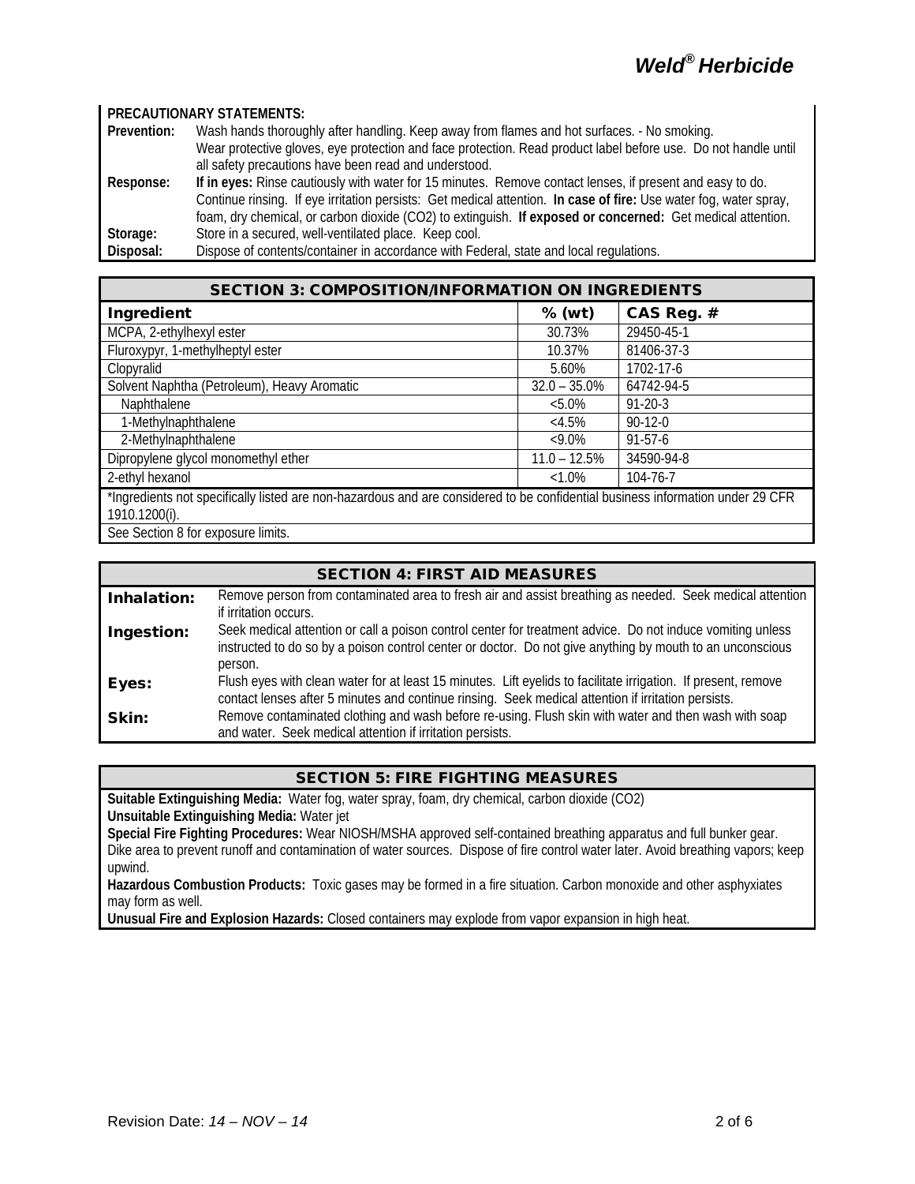**PRECAUTIONARY STATEMENTS:**

**Prevention:** Wash hands thoroughly after handling. Keep away from flames and hot surfaces. - No smoking. Wear protective gloves, eye protection and face protection. Read product label before use. Do not handle until all safety precautions have been read and understood.

**Response:** **If in eyes:** Rinse cautiously with water for 15 minutes. Remove contact lenses, if present and easy to do. Continue rinsing. If eye irritation persists: Get medical attention. **In case of fire:** Use water fog, water spray, foam, dry chemical, or carbon dioxide (CO2) to extinguish. **If exposed or concerned:** Get medical attention.

**Storage:** Store in a secured, well-ventilated place. Keep cool.

**Disposal:** Dispose of contents/container in accordance with Federal, state and local regulations.

## SECTION 3: COMPOSITION/INFORMATION ON INGREDIENTS

| Ingredient | % (wt) | CAS Reg. # |
|---|---|---|
| MCPA, 2-ethylhexyl ester | 30.73% | 29450-45-1 |
| Fluroxypyr, 1-methylheptyl ester | 10.37% | 81406-37-3 |
| Clopyralid | 5.60% | 1702-17-6 |
| Solvent Naphtha (Petroleum), Heavy Aromatic | 32.0 – 35.0% | 64742-94-5 |
| Naphthalene | <5.0% | 91-20-3 |
| 1-Methylnaphthalene | <4.5% | 90-12-0 |
| 2-Methylnaphthalene | <9.0% | 91-57-6 |
| Dipropylene glycol monomethyl ether | 11.0 – 12.5% | 34590-94-8 |
| 2-ethyl hexanol | <1.0% | 104-76-7 |

*Ingredients not specifically listed are non-hazardous and are considered to be confidential business information under 29 CFR 1910.1200(i).

See Section 8 for exposure limits.

## SECTION 4: FIRST AID MEASURES

**Inhalation:** Remove person from contaminated area to fresh air and assist breathing as needed. Seek medical attention if irritation occurs.

**Ingestion:** Seek medical attention or call a poison control center for treatment advice. Do not induce vomiting unless instructed to do so by a poison control center or doctor. Do not give anything by mouth to an unconscious person.

**Eyes:** Flush eyes with clean water for at least 15 minutes. Lift eyelids to facilitate irrigation. If present, remove contact lenses after 5 minutes and continue rinsing. Seek medical attention if irritation persists.

**Skin:** Remove contaminated clothing and wash before re-using. Flush skin with water and then wash with soap and water. Seek medical attention if irritation persists.

## SECTION 5: FIRE FIGHTING MEASURES

**Suitable Extinguishing Media:** Water fog, water spray, foam, dry chemical, carbon dioxide (CO2)

**Unsuitable Extinguishing Media:** Water jet

**Special Fire Fighting Procedures:** Wear NIOSH/MSHA approved self-contained breathing apparatus and full bunker gear. Dike area to prevent runoff and contamination of water sources. Dispose of fire control water later. Avoid breathing vapors; keep upwind.

**Hazardous Combustion Products:** Toxic gases may be formed in a fire situation. Carbon monoxide and other asphyxiates may form as well.

**Unusual Fire and Explosion Hazards:** Closed containers may explode from vapor expansion in high heat.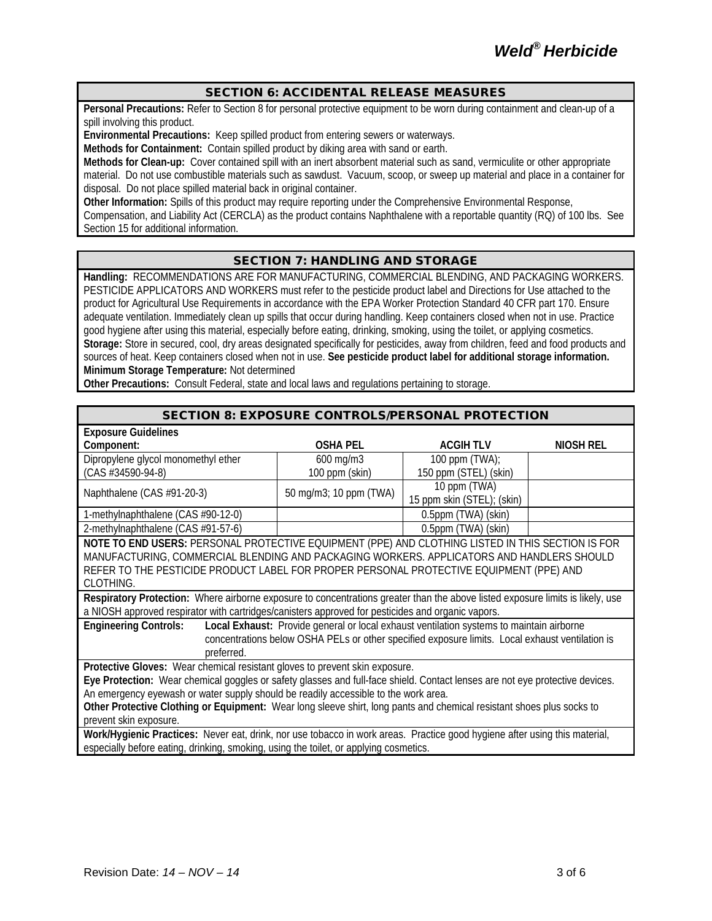## SECTION 6: ACCIDENTAL RELEASE MEASURES

**Personal Precautions:** Refer to Section 8 for personal protective equipment to be worn during containment and clean-up of a spill involving this product.

**Environmental Precautions:** Keep spilled product from entering sewers or waterways.

**Methods for Containment:** Contain spilled product by diking area with sand or earth.

**Methods for Clean-up:** Cover contained spill with an inert absorbent material such as sand, vermiculite or other appropriate material. Do not use combustible materials such as sawdust. Vacuum, scoop, or sweep up material and place in a container for disposal. Do not place spilled material back in original container.

**Other Information:** Spills of this product may require reporting under the Comprehensive Environmental Response, Compensation, and Liability Act (CERCLA) as the product contains Naphthalene with a reportable quantity (RQ) of 100 lbs. See Section 15 for additional information.

## SECTION 7: HANDLING AND STORAGE

**Handling:** RECOMMENDATIONS ARE FOR MANUFACTURING, COMMERCIAL BLENDING, AND PACKAGING WORKERS. PESTICIDE APPLICATORS AND WORKERS MUST refer to the pesticide product label and Directions for Use attached to the product for Agricultural Use Requirements in accordance with the EPA Worker Protection Standard 40 CFR part 170. Ensure adequate ventilation. Immediately clean up spills that occur during handling. Keep containers closed when not in use. Practice good hygiene after using this material, especially before eating, drinking, smoking, using the toilet, or applying cosmetics.

**Storage:** Store in secured, cool, dry areas designated specifically for pesticides, away from children, feed and food products and sources of heat. Keep containers closed when not in use. **See pesticide product label for additional storage information.**

**Minimum Storage Temperature:** Not determined

**Other Precautions:** Consult Federal, state and local laws and regulations pertaining to storage.

## SECTION 8: EXPOSURE CONTROLS/PERSONAL PROTECTION

**Exposure Guidelines**

| Component: | OSHA PEL | ACGIH TLV | NIOSH REL |
|---|---|---|---|
| Dipropylene glycol monomethyl ether (CAS #34590-94-8) | 600 mg/m3 100 ppm (skin) | 100 ppm (TWA); 150 ppm (STEL) (skin) | |
| Naphthalene (CAS #91-20-3) | 50 mg/m3; 10 ppm (TWA) | 10 ppm (TWA) 15 ppm skin (STEL); (skin) | |
| 1-methylnaphthalene (CAS #90-12-0) | | 0.5ppm (TWA) (skin) | |
| 2-methylnaphthalene (CAS #91-57-6) | | 0.5ppm (TWA) (skin) | |

**NOTE TO END USERS:** PERSONAL PROTECTIVE EQUIPMENT (PPE) AND CLOTHING LISTED IN THIS SECTION IS FOR MANUFACTURING, COMMERCIAL BLENDING AND PACKAGING WORKERS. APPLICATORS AND HANDLERS SHOULD REFER TO THE PESTICIDE PRODUCT LABEL FOR PROPER PERSONAL PROTECTIVE EQUIPMENT (PPE) AND CLOTHING.

**Respiratory Protection:** Where airborne exposure to concentrations greater than the above listed exposure limits is likely, use a NIOSH approved respirator with cartridges/canisters approved for pesticides and organic vapors.

**Engineering Controls:** **Local Exhaust:** Provide general or local exhaust ventilation systems to maintain airborne concentrations below OSHA PELs or other specified exposure limits. Local exhaust ventilation is preferred.

**Protective Gloves:** Wear chemical resistant gloves to prevent skin exposure.

**Eye Protection:** Wear chemical goggles or safety glasses and full-face shield. Contact lenses are not eye protective devices. An emergency eyewash or water supply should be readily accessible to the work area.

**Other Protective Clothing or Equipment:** Wear long sleeve shirt, long pants and chemical resistant shoes plus socks to prevent skin exposure.

**Work/Hygienic Practices:** Never eat, drink, nor use tobacco in work areas. Practice good hygiene after using this material, especially before eating, drinking, smoking, using the toilet, or applying cosmetics.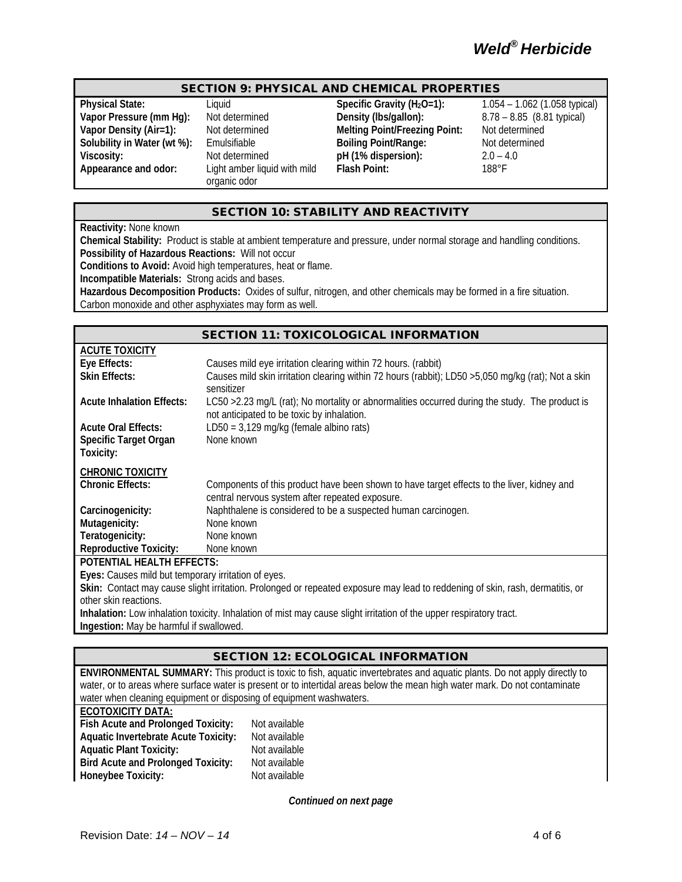## SECTION 9: PHYSICAL AND CHEMICAL PROPERTIES

| | | | |
|---|---|---|---|
| **Physical State:** | Liquid | **Specific Gravity ($H_2O$=1):** | 1.054 – 1.062 (1.058 typical) |
| **Vapor Pressure (mm Hg):** | Not determined | **Density (lbs/gallon):** | 8.78 – 8.85 (8.81 typical) |
| **Vapor Density (Air=1):** | Not determined | **Melting Point/Freezing Point:** | Not determined |
| **Solubility in Water (wt %):** | Emulsifiable | **Boiling Point/Range:** | Not determined |
| **Viscosity:** | Not determined | **pH (1% dispersion):** | 2.0 – 4.0 |
| **Appearance and odor:** | Light amber liquid with mild organic odor | **Flash Point:** | 188°F |

## SECTION 10: STABILITY AND REACTIVITY

**Reactivity:** None known

**Chemical Stability:** Product is stable at ambient temperature and pressure, under normal storage and handling conditions.

**Possibility of Hazardous Reactions:** Will not occur

**Conditions to Avoid:** Avoid high temperatures, heat or flame.

**Incompatible Materials:** Strong acids and bases.

**Hazardous Decomposition Products:** Oxides of sulfur, nitrogen, and other chemicals may be formed in a fire situation. Carbon monoxide and other asphyxiates may form as well.

## SECTION 11: TOXICOLOGICAL INFORMATION

**ACUTE TOXICITY**

| | |
|---|---|
| **Eye Effects:** | Causes mild eye irritation clearing within 72 hours. (rabbit) |
| **Skin Effects:** | Causes mild skin irritation clearing within 72 hours (rabbit); LD50 >5,050 mg/kg (rat); Not a skin sensitizer |
| **Acute Inhalation Effects:** | LC50 >2.23 mg/L (rat); No mortality or abnormalities occurred during the study. The product is not anticipated to be toxic by inhalation. |
| **Acute Oral Effects:** | LD50 = 3,129 mg/kg (female albino rats) |
| **Specific Target Organ Toxicity:** | None known |

**CHRONIC TOXICITY**

| | |
|---|---|
| **Chronic Effects:** | Components of this product have been shown to have target effects to the liver, kidney and central nervous system after repeated exposure. |
| **Carcinogenicity:** | Naphthalene is considered to be a suspected human carcinogen. |
| **Mutagenicity:** | None known |
| **Teratogenicity:** | None known |
| **Reproductive Toxicity:** | None known |

**POTENTIAL HEALTH EFFECTS:**

**Eyes:** Causes mild but temporary irritation of eyes.

**Skin:** Contact may cause slight irritation. Prolonged or repeated exposure may lead to reddening of skin, rash, dermatitis, or other skin reactions.

**Inhalation:** Low inhalation toxicity. Inhalation of mist may cause slight irritation of the upper respiratory tract.

**Ingestion:** May be harmful if swallowed.

## SECTION 12: ECOLOGICAL INFORMATION

**ENVIRONMENTAL SUMMARY:** This product is toxic to fish, aquatic invertebrates and aquatic plants. Do not apply directly to water, or to areas where surface water is present or to intertidal areas below the mean high water mark. Do not contaminate water when cleaning equipment or disposing of equipment washwaters.

**ECOTOXICITY DATA:**

| | |
|---|---|
| **Fish Acute and Prolonged Toxicity:** | Not available |
| **Aquatic Invertebrate Acute Toxicity:** | Not available |
| **Aquatic Plant Toxicity:** | Not available |
| **Bird Acute and Prolonged Toxicity:** | Not available |
| **Honeybee Toxicity:** | Not available |

*Continued on next page*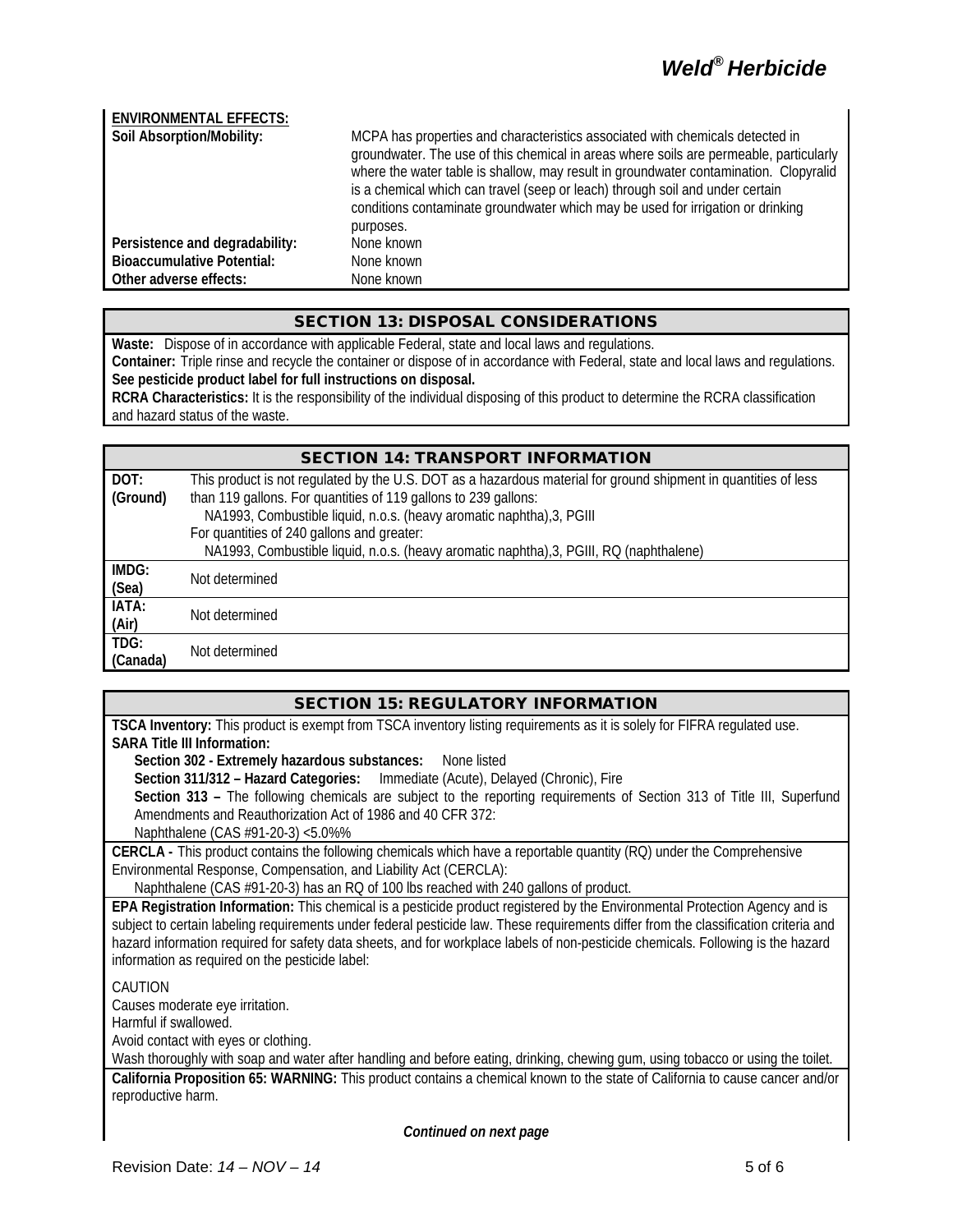**ENVIRONMENTAL EFFECTS:**

| | |
|---|---|
| **Soil Absorption/Mobility:** | MCPA has properties and characteristics associated with chemicals detected in groundwater. The use of this chemical in areas where soils are permeable, particularly where the water table is shallow, may result in groundwater contamination. Clopyralid is a chemical which can travel (seep or leach) through soil and under certain conditions contaminate groundwater which may be used for irrigation or drinking purposes. |
| **Persistence and degradability:** | None known |
| **Bioaccumulative Potential:** | None known |
| **Other adverse effects:** | None known |

## SECTION 13: DISPOSAL CONSIDERATIONS

**Waste:** Dispose of in accordance with applicable Federal, state and local laws and regulations.

**Container:** Triple rinse and recycle the container or dispose of in accordance with Federal, state and local laws and regulations.

**See pesticide product label for full instructions on disposal.**

**RCRA Characteristics:** It is the responsibility of the individual disposing of this product to determine the RCRA classification and hazard status of the waste.

## SECTION 14: TRANSPORT INFORMATION

| | |
|---|---|
| **DOT: (Ground)** | This product is not regulated by the U.S. DOT as a hazardous material for ground shipment in quantities of less than 119 gallons. For quantities of 119 gallons to 239 gallons: NA1993, Combustible liquid, n.o.s. (heavy aromatic naphtha),3, PGIII<br>For quantities of 240 gallons and greater: NA1993, Combustible liquid, n.o.s. (heavy aromatic naphtha),3, PGIII, RQ (naphthalene) |
| **IMDG: (Sea)** | Not determined |
| **IATA: (Air)** | Not determined |
| **TDG: (Canada)** | Not determined |

## SECTION 15: REGULATORY INFORMATION

**TSCA Inventory:** This product is exempt from TSCA inventory listing requirements as it is solely for FIFRA regulated use.

**SARA Title III Information:**

**Section 302 - Extremely hazardous substances:** None listed

**Section 311/312 – Hazard Categories:** Immediate (Acute), Delayed (Chronic), Fire

**Section 313 –** The following chemicals are subject to the reporting requirements of Section 313 of Title III, Superfund Amendments and Reauthorization Act of 1986 and 40 CFR 372:

Naphthalene (CAS #91-20-3) <5.0%%

**CERCLA -** This product contains the following chemicals which have a reportable quantity (RQ) under the Comprehensive Environmental Response, Compensation, and Liability Act (CERCLA):

Naphthalene (CAS #91-20-3) has an RQ of 100 lbs reached with 240 gallons of product.

**EPA Registration Information:** This chemical is a pesticide product registered by the Environmental Protection Agency and is subject to certain labeling requirements under federal pesticide law. These requirements differ from the classification criteria and hazard information required for safety data sheets, and for workplace labels of non-pesticide chemicals. Following is the hazard information as required on the pesticide label:

CAUTION
Causes moderate eye irritation.
Harmful if swallowed.
Avoid contact with eyes or clothing.
Wash thoroughly with soap and water after handling and before eating, drinking, chewing gum, using tobacco or using the toilet.

**California Proposition 65: WARNING:** This product contains a chemical known to the state of California to cause cancer and/or reproductive harm.

***Continued on next page***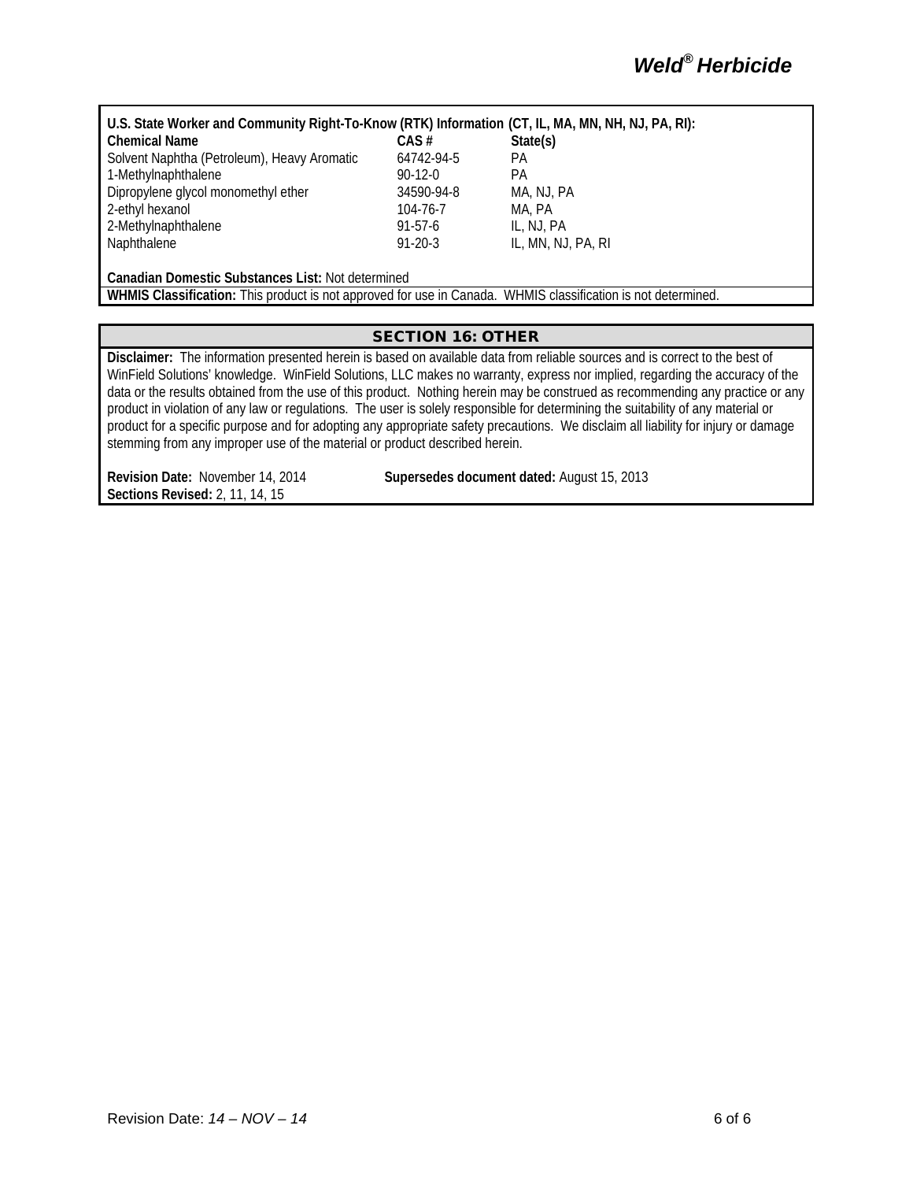**U.S. State Worker and Community Right-To-Know (RTK) Information (CT, IL, MA, MN, NH, NJ, PA, RI):**

| Chemical Name | CAS # | State(s) |
| --- | --- | --- |
| Solvent Naphtha (Petroleum), Heavy Aromatic | 64742-94-5 | PA |
| 1-Methylnaphthalene | 90-12-0 | PA |
| Dipropylene glycol monomethyl ether | 34590-94-8 | MA, NJ, PA |
| 2-ethyl hexanol | 104-76-7 | MA, PA |
| 2-Methylnaphthalene | 91-57-6 | IL, NJ, PA |
| Naphthalene | 91-20-3 | IL, MN, NJ, PA, RI |

**Canadian Domestic Substances List:** Not determined

**WHMIS Classification:** This product is not approved for use in Canada. WHMIS classification is not determined.

## SECTION 16: OTHER

**Disclaimer:** The information presented herein is based on available data from reliable sources and is correct to the best of WinField Solutions' knowledge. WinField Solutions, LLC makes no warranty, express nor implied, regarding the accuracy of the data or the results obtained from the use of this product. Nothing herein may be construed as recommending any practice or any product in violation of any law or regulations. The user is solely responsible for determining the suitability of any material or product for a specific purpose and for adopting any appropriate safety precautions. We disclaim all liability for injury or damage stemming from any improper use of the material or product described herein.

**Revision Date:** November 14, 2014 **Supersedes document dated:** August 15, 2013

**Sections Revised:** 2, 11, 14, 15